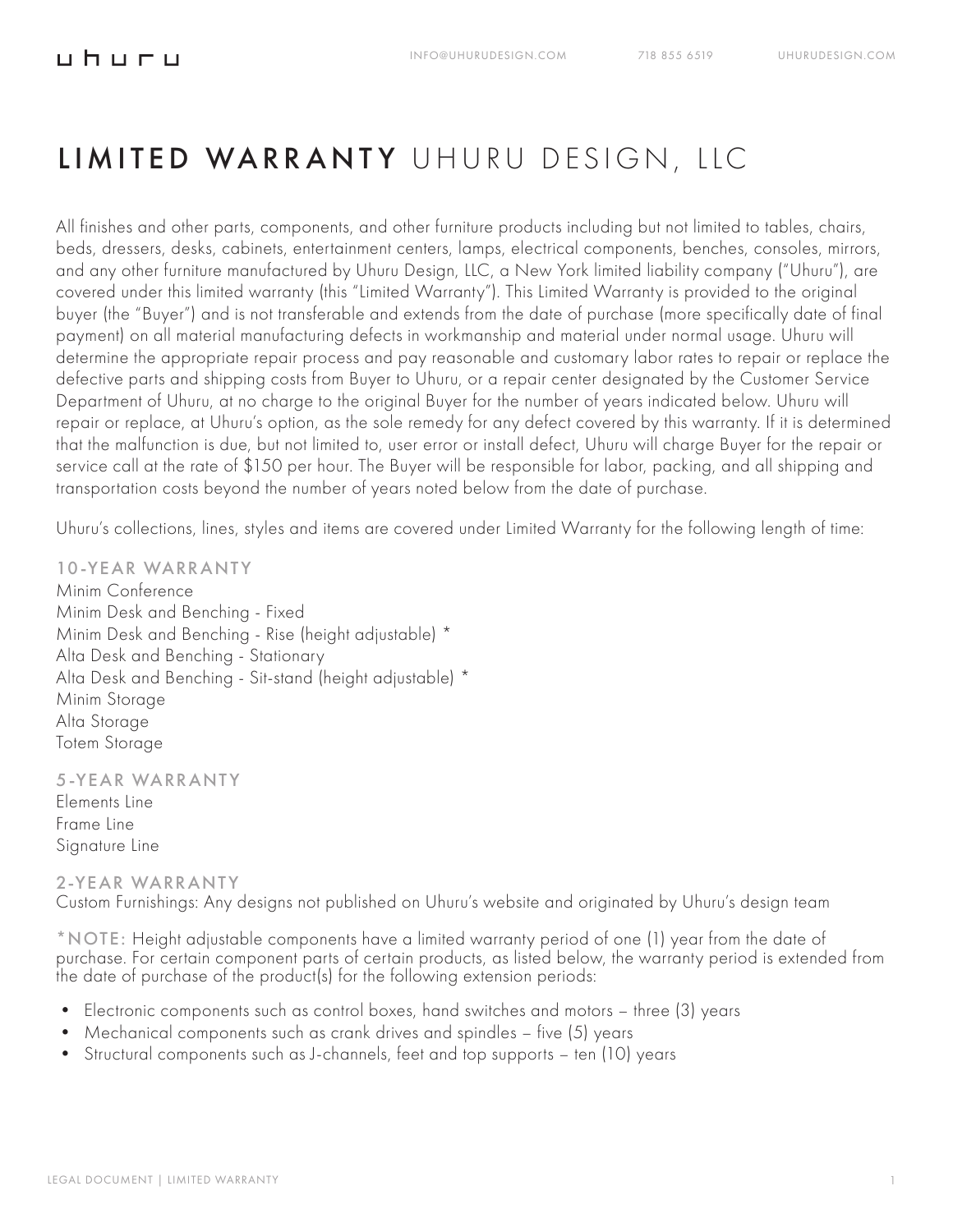# LIMITED WARRANTY UHURU DESIGN, LLC

All finishes and other parts, components, and other furniture products including but not limited to tables, chairs, beds, dressers, desks, cabinets, entertainment centers, lamps, electrical components, benches, consoles, mirrors, and any other furniture manufactured by Uhuru Design, LLC, a New York limited liability company ("Uhuru"), are covered under this limited warranty (this "Limited Warranty"). This Limited Warranty is provided to the original buyer (the "Buyer") and is not transferable and extends from the date of purchase (more specifically date of final payment) on all material manufacturing defects in workmanship and material under normal usage. Uhuru will determine the appropriate repair process and pay reasonable and customary labor rates to repair or replace the defective parts and shipping costs from Buyer to Uhuru, or a repair center designated by the Customer Service Department of Uhuru, at no charge to the original Buyer for the number of years indicated below. Uhuru will repair or replace, at Uhuru's option, as the sole remedy for any defect covered by this warranty. If it is determined that the malfunction is due, but not limited to, user error or install defect, Uhuru will charge Buyer for the repair or service call at the rate of $150 per hour. The Buyer will be responsible for labor, packing, and all shipping and transportation costs beyond the number of years noted below from the date of purchase.

Uhuru's collections, lines, styles and items are covered under Limited Warranty for the following length of time:

### 10-YEAR WARRANTY

Minim Conference
Minim Desk and Benching - Fixed
Minim Desk and Benching - Rise (height adjustable) *
Alta Desk and Benching - Stationary
Alta Desk and Benching - Sit-stand (height adjustable) *
Minim Storage
Alta Storage
Totem Storage

### 5-YEAR WARRANTY

Elements Line
Frame Line
Signature Line

### 2-YEAR WARRANTY

Custom Furnishings: Any designs not published on Uhuru's website and originated by Uhuru's design team

*NOTE: Height adjustable components have a limited warranty period of one (1) year from the date of purchase. For certain component parts of certain products, as listed below, the warranty period is extended from the date of purchase of the product(s) for the following extension periods:

- Electronic components such as control boxes, hand switches and motors – three (3) years
- Mechanical components such as crank drives and spindles – five (5) years
- Structural components such as J-channels, feet and top supports – ten (10) years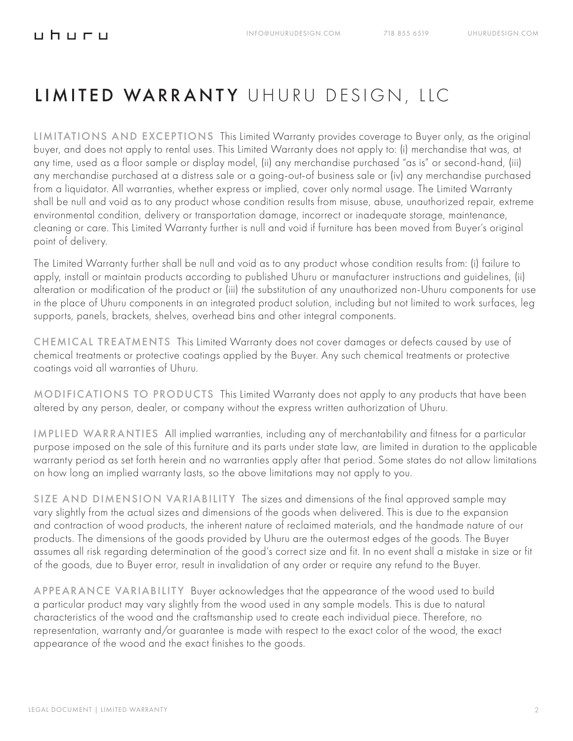# LIMITED WARRANTY UHURU DESIGN, LLC

**LIMITATIONS AND EXCEPTIONS** This Limited Warranty provides coverage to Buyer only, as the original buyer, and does not apply to rental uses. This Limited Warranty does not apply to: (i) merchandise that was, at any time, used as a floor sample or display model, (ii) any merchandise purchased "as is" or second-hand, (iii) any merchandise purchased at a distress sale or a going-out-of business sale or (iv) any merchandise purchased from a liquidator. All warranties, whether express or implied, cover only normal usage. The Limited Warranty shall be null and void as to any product whose condition results from misuse, abuse, unauthorized repair, extreme environmental condition, delivery or transportation damage, incorrect or inadequate storage, maintenance, cleaning or care. This Limited Warranty further is null and void if furniture has been moved from Buyer's original point of delivery.

The Limited Warranty further shall be null and void as to any product whose condition results from: (i) failure to apply, install or maintain products according to published Uhuru or manufacturer instructions and guidelines, (ii) alteration or modification of the product or (iii) the substitution of any unauthorized non-Uhuru components for use in the place of Uhuru components in an integrated product solution, including but not limited to work surfaces, leg supports, panels, brackets, shelves, overhead bins and other integral components.

**CHEMICAL TREATMENTS** This Limited Warranty does not cover damages or defects caused by use of chemical treatments or protective coatings applied by the Buyer. Any such chemical treatments or protective coatings void all warranties of Uhuru.

**MODIFICATIONS TO PRODUCTS** This Limited Warranty does not apply to any products that have been altered by any person, dealer, or company without the express written authorization of Uhuru.

**IMPLIED WARRANTIES** All implied warranties, including any of merchantability and fitness for a particular purpose imposed on the sale of this furniture and its parts under state law, are limited in duration to the applicable warranty period as set forth herein and no warranties apply after that period. Some states do not allow limitations on how long an implied warranty lasts, so the above limitations may not apply to you.

**SIZE AND DIMENSION VARIABILITY** The sizes and dimensions of the final approved sample may vary slightly from the actual sizes and dimensions of the goods when delivered. This is due to the expansion and contraction of wood products, the inherent nature of reclaimed materials, and the handmade nature of our products. The dimensions of the goods provided by Uhuru are the outermost edges of the goods. The Buyer assumes all risk regarding determination of the good's correct size and fit. In no event shall a mistake in size or fit of the goods, due to Buyer error, result in invalidation of any order or require any refund to the Buyer.

**APPEARANCE VARIABILITY** Buyer acknowledges that the appearance of the wood used to build a particular product may vary slightly from the wood used in any sample models. This is due to natural characteristics of the wood and the craftsmanship used to create each individual piece. Therefore, no representation, warranty and/or guarantee is made with respect to the exact color of the wood, the exact appearance of the wood and the exact finishes to the goods.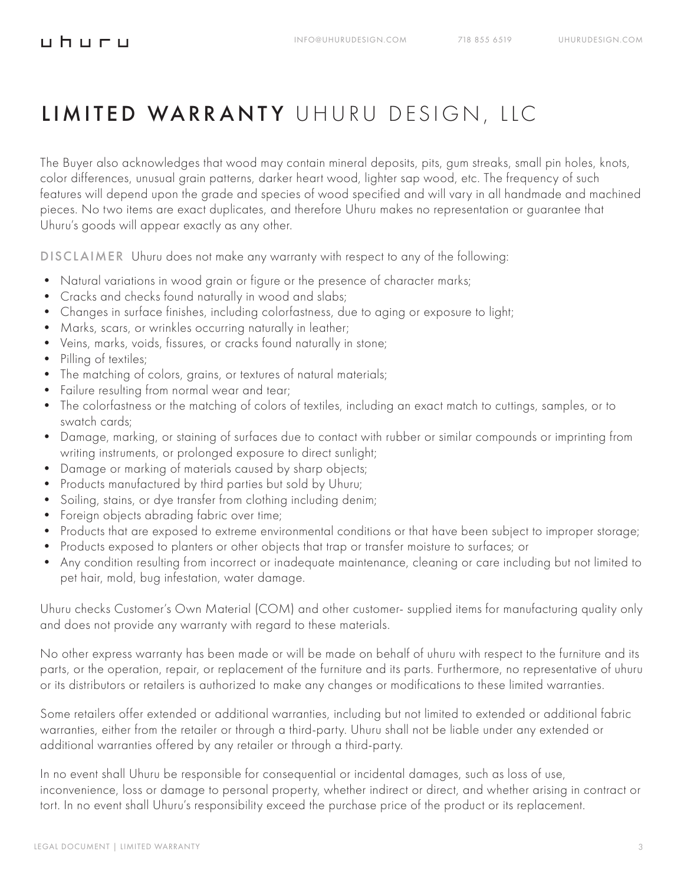# LIMITED WARRANTY UHURU DESIGN, LLC

The Buyer also acknowledges that wood may contain mineral deposits, pits, gum streaks, small pin holes, knots, color differences, unusual grain patterns, darker heart wood, lighter sap wood, etc. The frequency of such features will depend upon the grade and species of wood specified and will vary in all handmade and machined pieces. No two items are exact duplicates, and therefore Uhuru makes no representation or guarantee that Uhuru's goods will appear exactly as any other.

**DISCLAIMER** Uhuru does not make any warranty with respect to any of the following:

- Natural variations in wood grain or figure or the presence of character marks;
- Cracks and checks found naturally in wood and slabs;
- Changes in surface finishes, including colorfastness, due to aging or exposure to light;
- Marks, scars, or wrinkles occurring naturally in leather;
- Veins, marks, voids, fissures, or cracks found naturally in stone;
- Pilling of textiles;
- The matching of colors, grains, or textures of natural materials;
- Failure resulting from normal wear and tear;
- The colorfastness or the matching of colors of textiles, including an exact match to cuttings, samples, or to swatch cards;
- Damage, marking, or staining of surfaces due to contact with rubber or similar compounds or imprinting from writing instruments, or prolonged exposure to direct sunlight;
- Damage or marking of materials caused by sharp objects;
- Products manufactured by third parties but sold by Uhuru;
- Soiling, stains, or dye transfer from clothing including denim;
- Foreign objects abrading fabric over time;
- Products that are exposed to extreme environmental conditions or that have been subject to improper storage;
- Products exposed to planters or other objects that trap or transfer moisture to surfaces; or
- Any condition resulting from incorrect or inadequate maintenance, cleaning or care including but not limited to pet hair, mold, bug infestation, water damage.

Uhuru checks Customer's Own Material (COM) and other customer- supplied items for manufacturing quality only and does not provide any warranty with regard to these materials.

No other express warranty has been made or will be made on behalf of uhuru with respect to the furniture and its parts, or the operation, repair, or replacement of the furniture and its parts. Furthermore, no representative of uhuru or its distributors or retailers is authorized to make any changes or modifications to these limited warranties.

Some retailers offer extended or additional warranties, including but not limited to extended or additional fabric warranties, either from the retailer or through a third-party. Uhuru shall not be liable under any extended or additional warranties offered by any retailer or through a third-party.

In no event shall Uhuru be responsible for consequential or incidental damages, such as loss of use, inconvenience, loss or damage to personal property, whether indirect or direct, and whether arising in contract or tort. In no event shall Uhuru's responsibility exceed the purchase price of the product or its replacement.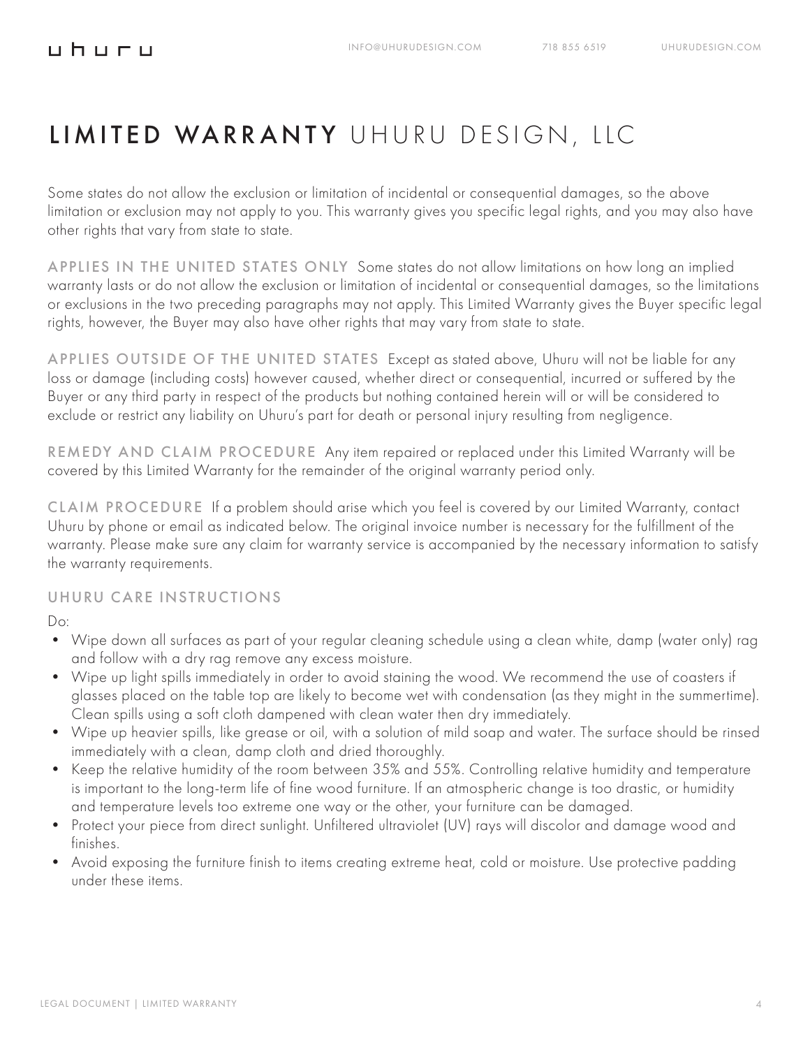# LIMITED WARRANTY UHURU DESIGN, LLC

Some states do not allow the exclusion or limitation of incidental or consequential damages, so the above limitation or exclusion may not apply to you. This warranty gives you specific legal rights, and you may also have other rights that vary from state to state.

**APPLIES IN THE UNITED STATES ONLY** Some states do not allow limitations on how long an implied warranty lasts or do not allow the exclusion or limitation of incidental or consequential damages, so the limitations or exclusions in the two preceding paragraphs may not apply. This Limited Warranty gives the Buyer specific legal rights, however, the Buyer may also have other rights that may vary from state to state.

**APPLIES OUTSIDE OF THE UNITED STATES** Except as stated above, Uhuru will not be liable for any loss or damage (including costs) however caused, whether direct or consequential, incurred or suffered by the Buyer or any third party in respect of the products but nothing contained herein will or will be considered to exclude or restrict any liability on Uhuru's part for death or personal injury resulting from negligence.

**REMEDY AND CLAIM PROCEDURE** Any item repaired or replaced under this Limited Warranty will be covered by this Limited Warranty for the remainder of the original warranty period only.

**CLAIM PROCEDURE** If a problem should arise which you feel is covered by our Limited Warranty, contact Uhuru by phone or email as indicated below. The original invoice number is necessary for the fulfillment of the warranty. Please make sure any claim for warranty service is accompanied by the necessary information to satisfy the warranty requirements.

## UHURU CARE INSTRUCTIONS

Do:

- Wipe down all surfaces as part of your regular cleaning schedule using a clean white, damp (water only) rag and follow with a dry rag remove any excess moisture.
- Wipe up light spills immediately in order to avoid staining the wood. We recommend the use of coasters if glasses placed on the table top are likely to become wet with condensation (as they might in the summertime). Clean spills using a soft cloth dampened with clean water then dry immediately.
- Wipe up heavier spills, like grease or oil, with a solution of mild soap and water. The surface should be rinsed immediately with a clean, damp cloth and dried thoroughly.
- Keep the relative humidity of the room between 35% and 55%. Controlling relative humidity and temperature is important to the long-term life of fine wood furniture. If an atmospheric change is too drastic, or humidity and temperature levels too extreme one way or the other, your furniture can be damaged.
- Protect your piece from direct sunlight. Unfiltered ultraviolet (UV) rays will discolor and damage wood and finishes.
- Avoid exposing the furniture finish to items creating extreme heat, cold or moisture. Use protective padding under these items.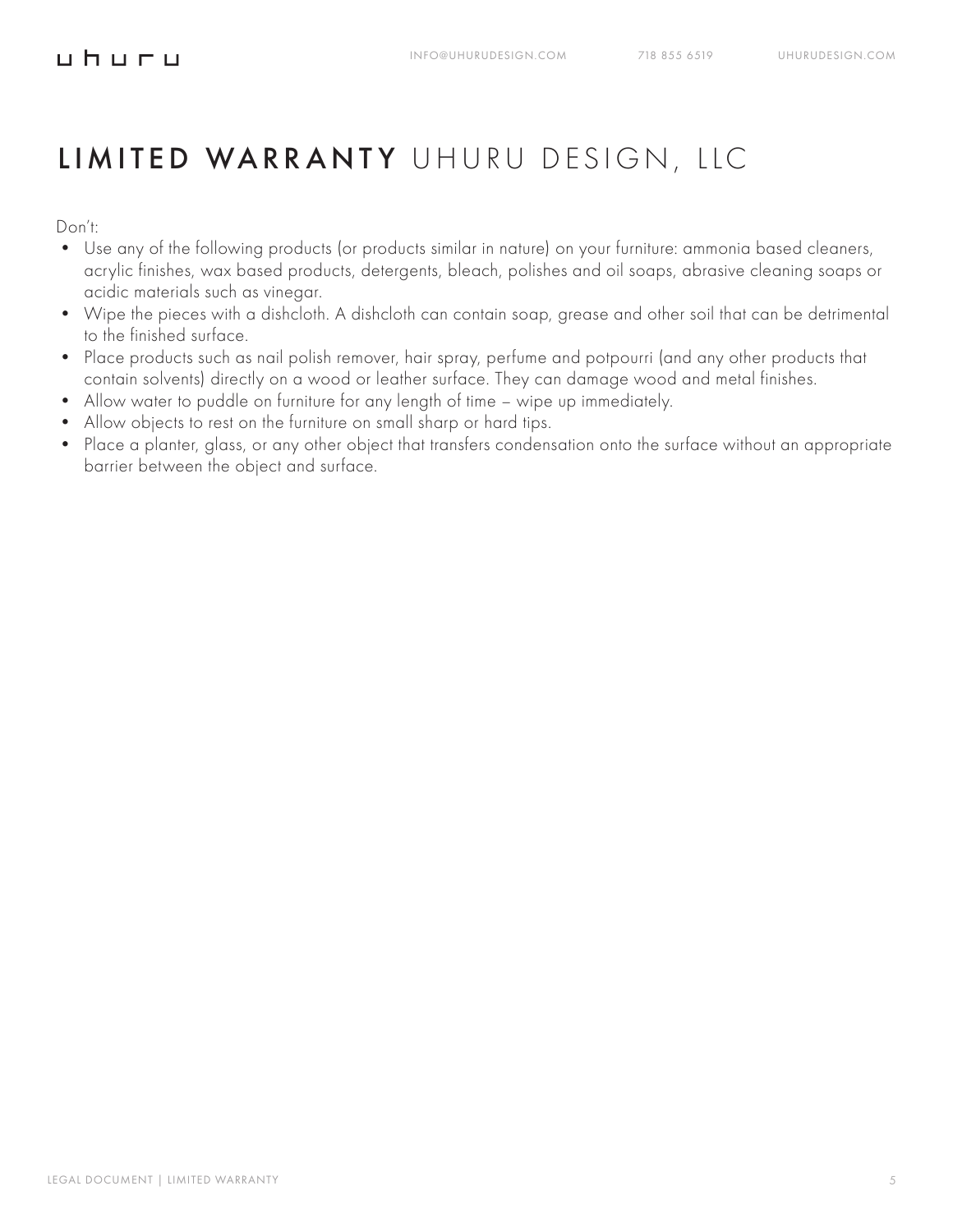# LIMITED WARRANTY UHURU DESIGN, LLC

Don't:

- Use any of the following products (or products similar in nature) on your furniture: ammonia based cleaners, acrylic finishes, wax based products, detergents, bleach, polishes and oil soaps, abrasive cleaning soaps or acidic materials such as vinegar.
- Wipe the pieces with a dishcloth. A dishcloth can contain soap, grease and other soil that can be detrimental to the finished surface.
- Place products such as nail polish remover, hair spray, perfume and potpourri (and any other products that contain solvents) directly on a wood or leather surface. They can damage wood and metal finishes.
- Allow water to puddle on furniture for any length of time – wipe up immediately.
- Allow objects to rest on the furniture on small sharp or hard tips.
- Place a planter, glass, or any other object that transfers condensation onto the surface without an appropriate barrier between the object and surface.